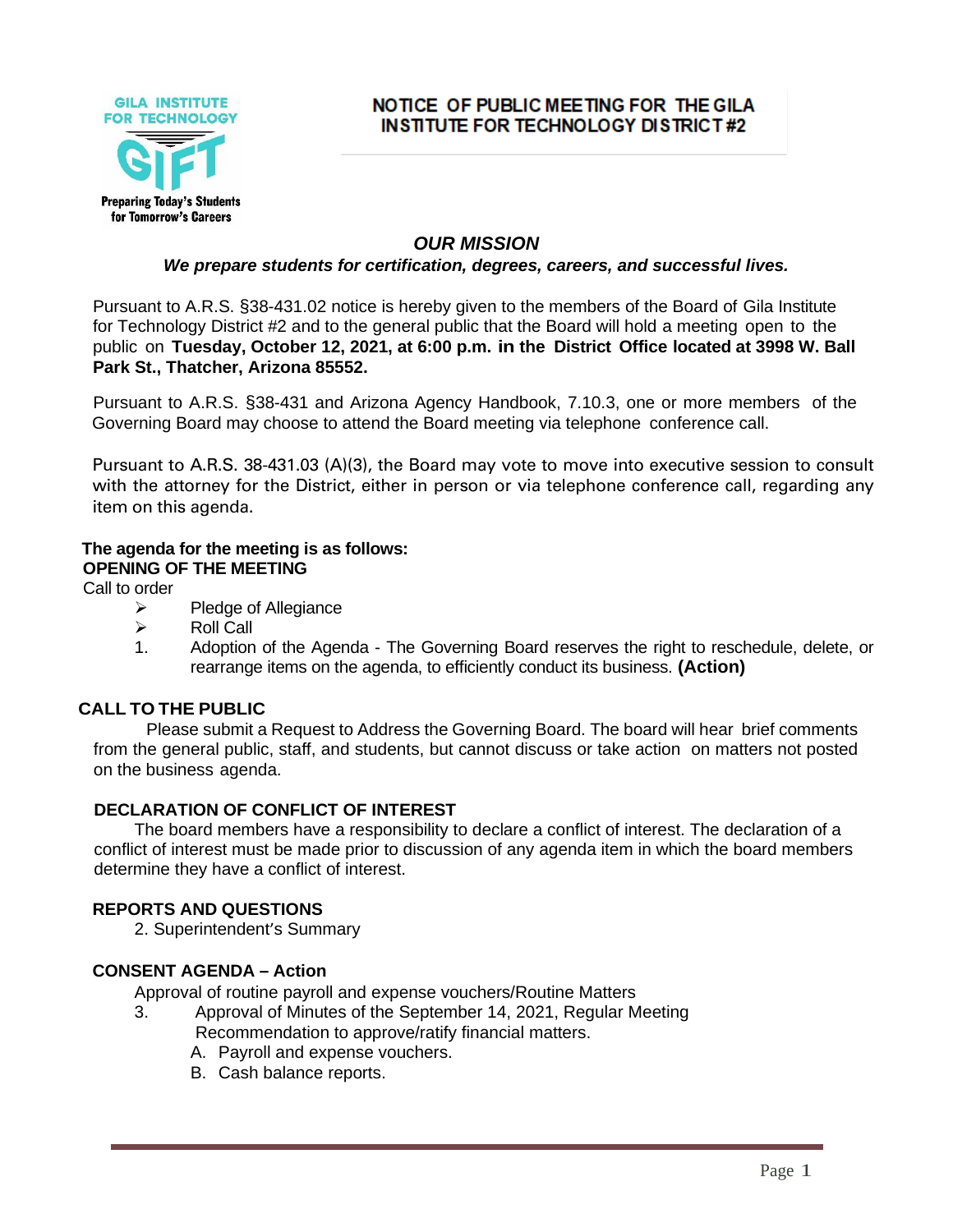GILA INSTITUTE FOR TECHNOLOGY

GIFT

Preparing Today's Students for Tomorrow's Careers

# NOTICE OF PUBLIC MEETING FOR THE GILA INSTITUTE FOR TECHNOLOGY DISTRICT #2

## *OUR MISSION*

***We prepare students for certification, degrees, careers, and successful lives.***

Pursuant to A.R.S. §38-431.02 notice is hereby given to the members of the Board of Gila Institute for Technology District #2 and to the general public that the Board will hold a meeting open to the public on **Tuesday, October 12, 2021, at 6:00 p.m. in the District Office located at 3998 W. Ball Park St., Thatcher, Arizona 85552.**

Pursuant to A.R.S. §38-431 and Arizona Agency Handbook, 7.10.3, one or more members of the Governing Board may choose to attend the Board meeting via telephone conference call.

Pursuant to A.R.S. 38-431.03 (A)(3), the Board may vote to move into executive session to consult with the attorney for the District, either in person or via telephone conference call, regarding any item on this agenda.

**The agenda for the meeting is as follows:**

**OPENING OF THE MEETING**

Call to order

- Pledge of Allegiance
- Roll Call

1. Adoption of the Agenda - The Governing Board reserves the right to reschedule, delete, or rearrange items on the agenda, to efficiently conduct its business. **(Action)**

**CALL TO THE PUBLIC**

Please submit a Request to Address the Governing Board. The board will hear brief comments from the general public, staff, and students, but cannot discuss or take action on matters not posted on the business agenda.

**DECLARATION OF CONFLICT OF INTEREST**

The board members have a responsibility to declare a conflict of interest. The declaration of a conflict of interest must be made prior to discussion of any agenda item in which the board members determine they have a conflict of interest.

**REPORTS AND QUESTIONS**

2. Superintendent's Summary

**CONSENT AGENDA – Action**

Approval of routine payroll and expense vouchers/Routine Matters

3. Approval of Minutes of the September 14, 2021, Regular Meeting
   Recommendation to approve/ratify financial matters.
   A. Payroll and expense vouchers.
   B. Cash balance reports.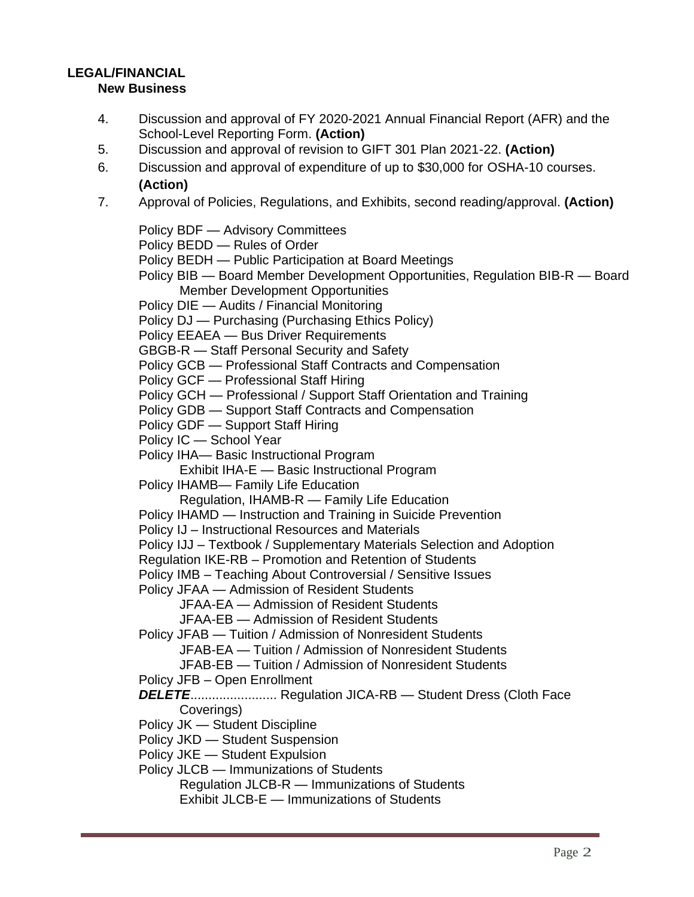**LEGAL/FINANCIAL**

**New Business**

4. Discussion and approval of FY 2020-2021 Annual Financial Report (AFR) and the School-Level Reporting Form. **(Action)**
5. Discussion and approval of revision to GIFT 301 Plan 2021-22. **(Action)**
6. Discussion and approval of expenditure of up to $30,000 for OSHA-10 courses. **(Action)**
7. Approval of Policies, Regulations, and Exhibits, second reading/approval. **(Action)**

   Policy BDF — Advisory Committees
   Policy BEDD — Rules of Order
   Policy BEDH — Public Participation at Board Meetings
   Policy BIB — Board Member Development Opportunities, Regulation BIB-R — Board Member Development Opportunities
   Policy DIE — Audits / Financial Monitoring
   Policy DJ — Purchasing (Purchasing Ethics Policy)
   Policy EEAEA — Bus Driver Requirements
   GBGB-R — Staff Personal Security and Safety
   Policy GCB — Professional Staff Contracts and Compensation
   Policy GCF — Professional Staff Hiring
   Policy GCH — Professional / Support Staff Orientation and Training
   Policy GDB — Support Staff Contracts and Compensation
   Policy GDF — Support Staff Hiring
   Policy IC — School Year
   Policy IHA— Basic Instructional Program
      Exhibit IHA-E — Basic Instructional Program
   Policy IHAMB— Family Life Education
      Regulation, IHAMB-R — Family Life Education
   Policy IHAMD — Instruction and Training in Suicide Prevention
   Policy IJ – Instructional Resources and Materials
   Policy IJJ – Textbook / Supplementary Materials Selection and Adoption
   Regulation IKE-RB – Promotion and Retention of Students
   Policy IMB – Teaching About Controversial / Sensitive Issues
   Policy JFAA — Admission of Resident Students
      JFAA-EA — Admission of Resident Students
      JFAA-EB — Admission of Resident Students
   Policy JFAB — Tuition / Admission of Nonresident Students
      JFAB-EA — Tuition / Admission of Nonresident Students
      JFAB-EB — Tuition / Admission of Nonresident Students
   Policy JFB – Open Enrollment
   ***DELETE***........................ Regulation JICA-RB — Student Dress (Cloth Face Coverings)
   Policy JK — Student Discipline
   Policy JKD — Student Suspension
   Policy JKE — Student Expulsion
   Policy JLCB — Immunizations of Students
      Regulation JLCB-R — Immunizations of Students
      Exhibit JLCB-E — Immunizations of Students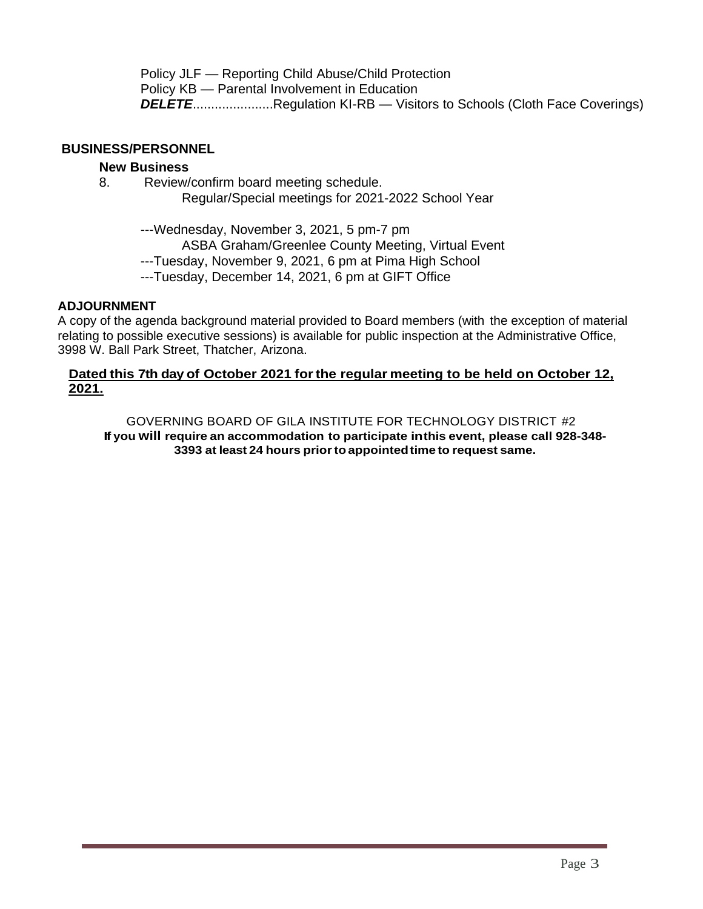Policy JLF — Reporting Child Abuse/Child Protection
Policy KB — Parental Involvement in Education
***DELETE***......................Regulation KI-RB — Visitors to Schools (Cloth Face Coverings)

## BUSINESS/PERSONNEL

### New Business

8. Review/confirm board meeting schedule.
   Regular/Special meetings for 2021-2022 School Year

---Wednesday, November 3, 2021, 5 pm-7 pm
ASBA Graham/Greenlee County Meeting, Virtual Event
---Tuesday, November 9, 2021, 6 pm at Pima High School
---Tuesday, December 14, 2021, 6 pm at GIFT Office

## ADJOURNMENT

A copy of the agenda background material provided to Board members (with the exception of material relating to possible executive sessions) is available for public inspection at the Administrative Office, 3998 W. Ball Park Street, Thatcher, Arizona.

**Dated this 7th day of October 2021 for the regular meeting to be held on October 12, 2021.**

GOVERNING BOARD OF GILA INSTITUTE FOR TECHNOLOGY DISTRICT #2

**If you will require an accommodation to participate in this event, please call 928-348-3393 at least 24 hours prior to appointed time to request same.**